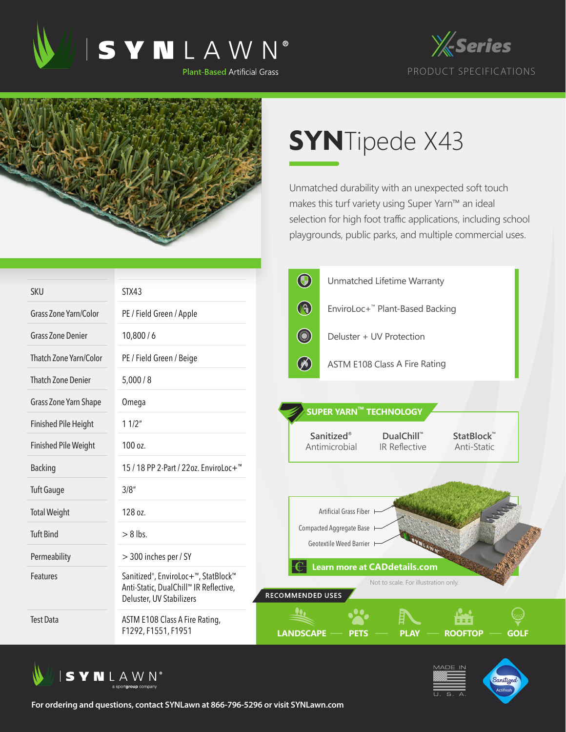# SYNLAWN®

Plant-Based Artificial Grass

X-Series

PRODUCT SPECIFICATIONS

# SYNTipede X43

Unmatched durability with an unexpected soft touch makes this turf variety using Super Yarn™ an ideal selection for high foot traffic applications, including school playgrounds, public parks, and multiple commercial uses.

| | |
|---|---|
| SKU | STX43 |
| Grass Zone Yarn/Color | PE / Field Green / Apple |
| Grass Zone Denier | 10,800 / 6 |
| Thatch Zone Yarn/Color | PE / Field Green / Beige |
| Thatch Zone Denier | 5,000 / 8 |
| Grass Zone Yarn Shape | Omega |
| Finished Pile Height | 1 1/2" |
| Finished Pile Weight | 100 oz. |
| Backing | 15 / 18 PP 2-Part / 22oz. EnviroLoc+™ |
| Tuft Gauge | 3/8" |
| Total Weight | 128 oz. |
| Tuft Bind | > 8 lbs. |
| Permeability | > 300 inches per / SY |
| Features | Sanitized®, EnviroLoc+™, StatBlock™ Anti-Static, DualChill™ IR Reflective, Deluster, UV Stabilizers |
| Test Data | ASTM E108 Class A Fire Rating, F1292, F1551, F1951 |

- Unmatched Lifetime Warranty
- EnviroLoc+™ Plant-Based Backing
- Deluster + UV Protection
- ASTM E108 Class A Fire Rating

## SUPER YARN™ TECHNOLOGY

- Sanitized® Antimicrobial
- DualChill™ IR Reflective
- StatBlock™ Anti-Static

Artificial Grass Fiber
Compacted Aggregate Base
Geotextile Weed Barrier

**Learn more at CADdetails.com**

Not to scale. For illustration only.

## RECOMMENDED USES

LANDSCAPE — PETS — PLAY — ROOFTOP — GOLF

SYNLAWN® a sportgroup company

MADE IN U. S. A.

Sanitized Actifresh

**For ordering and questions, contact SYNLawn at 866-796-5296 or visit SYNLawn.com**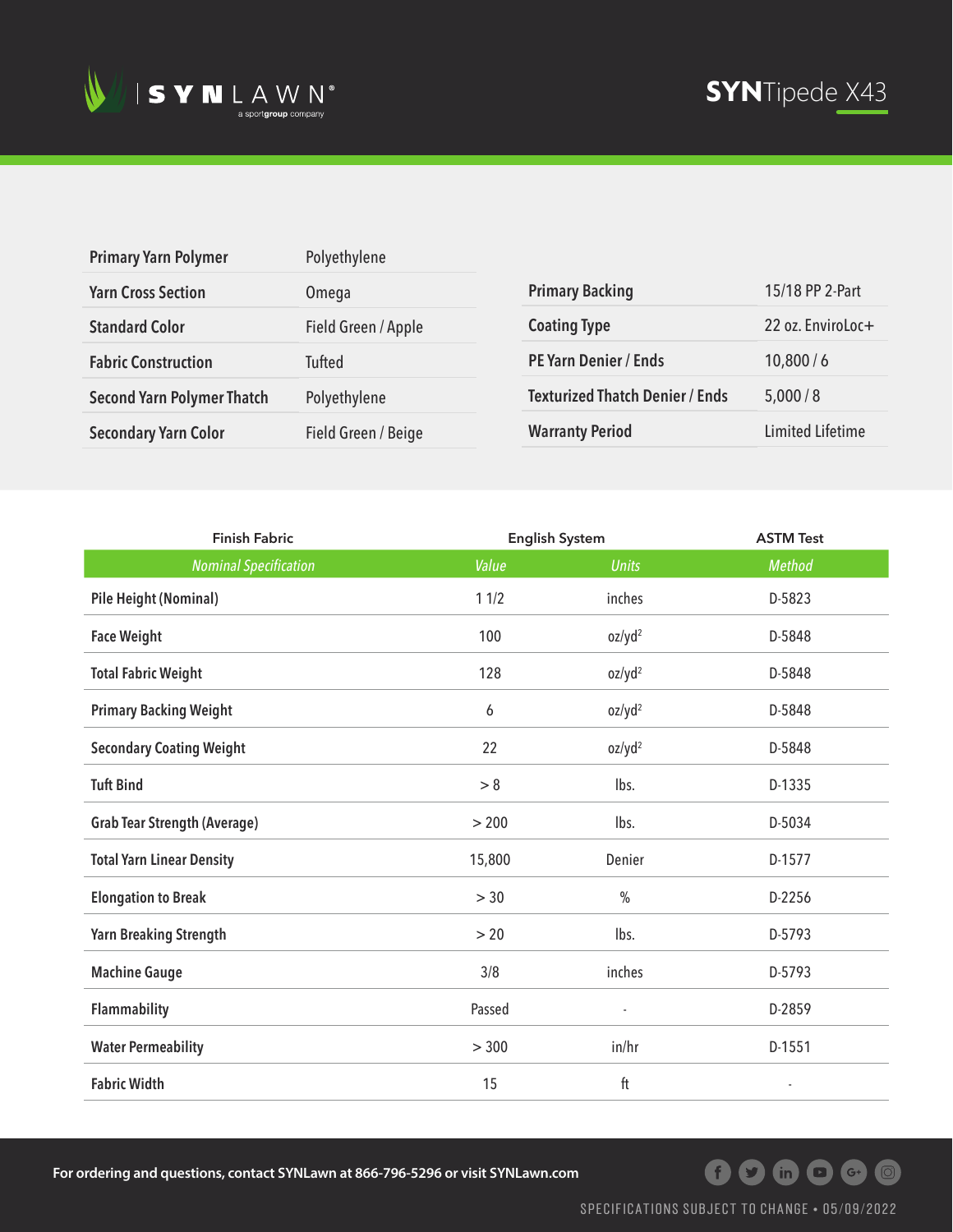# SYNTipede X43

| | |
|---|---|
| Primary Yarn Polymer | Polyethylene |
| Yarn Cross Section | Omega |
| Standard Color | Field Green / Apple |
| Fabric Construction | Tufted |
| Second Yarn Polymer Thatch | Polyethylene |
| Secondary Yarn Color | Field Green / Beige |

| | |
|---|---|
| Primary Backing | 15/18 PP 2-Part |
| Coating Type | 22 oz. EnviroLoc+ |
| PE Yarn Denier / Ends | 10,800 / 6 |
| Texturized Thatch Denier / Ends | 5,000 / 8 |
| Warranty Period | Limited Lifetime |

| Finish Fabric | English System | | ASTM Test |
|---|---|---|---|
| *Nominal Specification* | *Value* | *Units* | *Method* |
| Pile Height (Nominal) | 1 1/2 | inches | D-5823 |
| Face Weight | 100 | oz/yd² | D-5848 |
| Total Fabric Weight | 128 | oz/yd² | D-5848 |
| Primary Backing Weight | 6 | oz/yd² | D-5848 |
| Secondary Coating Weight | 22 | oz/yd² | D-5848 |
| Tuft Bind | > 8 | lbs. | D-1335 |
| Grab Tear Strength (Average) | > 200 | lbs. | D-5034 |
| Total Yarn Linear Density | 15,800 | Denier | D-1577 |
| Elongation to Break | > 30 | % | D-2256 |
| Yarn Breaking Strength | > 20 | lbs. | D-5793 |
| Machine Gauge | 3/8 | inches | D-5793 |
| Flammability | Passed | - | D-2859 |
| Water Permeability | > 300 | in/hr | D-1551 |
| Fabric Width | 15 | ft | - |

For ordering and questions, contact SYNLawn at 866-796-5296 or visit SYNLawn.com

SPECIFICATIONS SUBJECT TO CHANGE • 05/09/2022